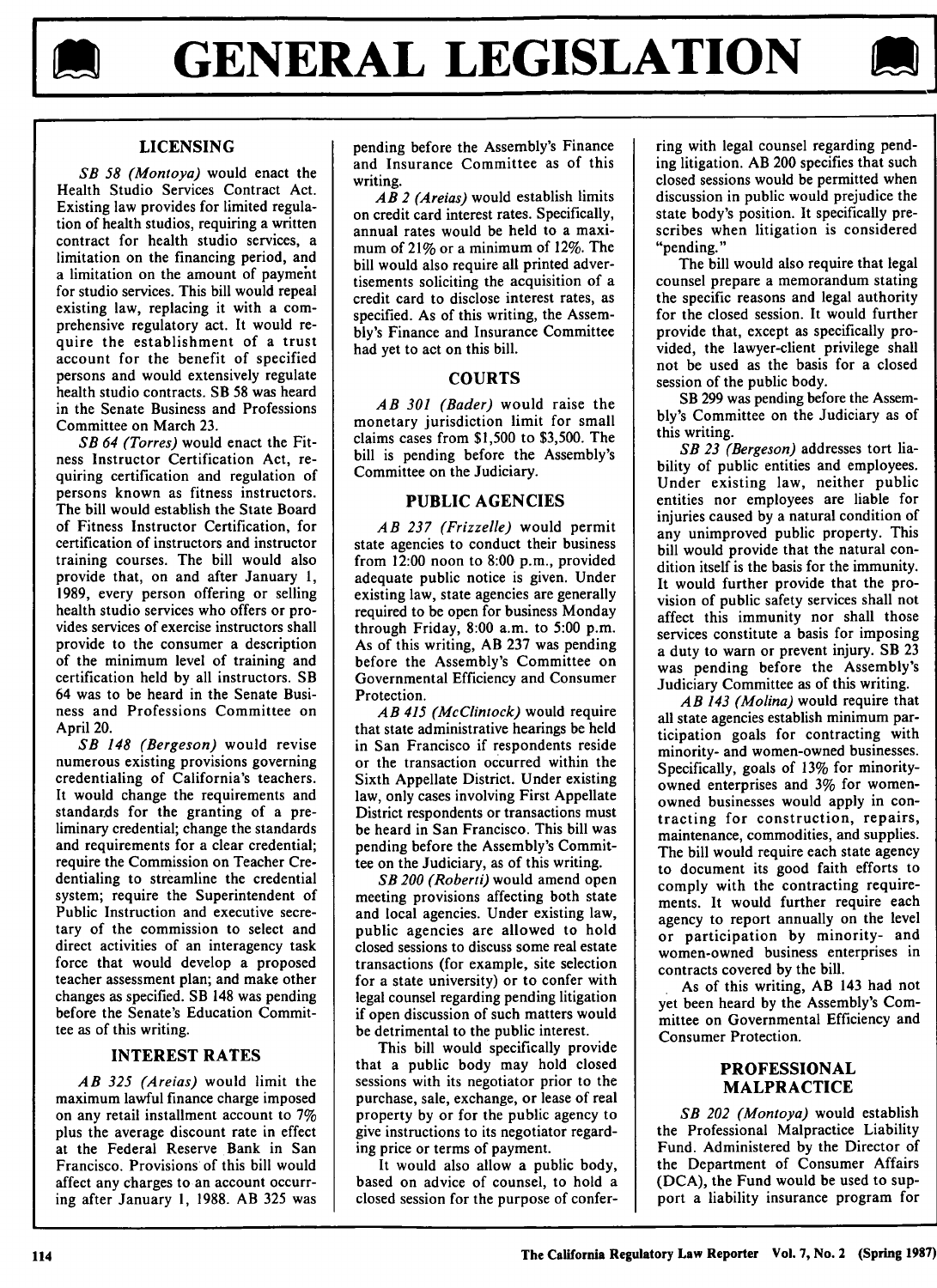# GENERAL LEGISLATION

## LICENSING

*SB 58 (Montoya)* would enact the Health Studio Services Contract Act. Existing law provides for limited regulation of health studios, requiring a written contract for health studio services, a limitation on the financing period, and a limitation on the amount of payment for studio services. This bill would repeal existing law, replacing it with a comprehensive regulatory act. It would require the establishment of a trust account for the benefit of specified persons and would extensively regulate health studio contracts. SB 58 was heard in the Senate Business and Professions Committee on March 23.

*SB 64 (Torres)* would enact the Fitness Instructor Certification Act, requiring certification and regulation of persons known as fitness instructors. The bill would establish the State Board of Fitness Instructor Certification, for certification of instructors and instructor training courses. The bill would also provide that, on and after January 1, 1989, every person offering or selling health studio services who offers or provides services of exercise instructors shall provide to the consumer a description of the minimum level of training and certification held by all instructors. SB 64 was to be heard in the Senate Business and Professions Committee on April 20.

*SB 148 (Bergeson)* would revise numerous existing provisions governing credentialing of California's teachers. It would change the requirements and standards for the granting of a preliminary credential; change the standards and requirements for a clear credential; require the Commission on Teacher Credentialing to streamline the credential system; require the Superintendent of Public Instruction and executive secretary of the commission to select and direct activities of an interagency task force that would develop a proposed teacher assessment plan; and make other changes as specified. SB 148 was pending before the Senate's Education Committee as of this writing.

## INTEREST RATES

*AB 325 (Areias)* would limit the maximum lawful finance charge imposed on any retail installment account to 7% plus the average discount rate in effect at the Federal Reserve Bank in San Francisco. Provisions of this bill would affect any charges to an account occurring after January 1, 1988. AB 325 was pending before the Assembly's Finance and Insurance Committee as of this writing.

*AB 2 (Areias)* would establish limits on credit card interest rates. Specifically, annual rates would be held to a maximum of 21% or a minimum of 12%. The bill would also require all printed advertisements soliciting the acquisition of a credit card to disclose interest rates, as specified. As of this writing, the Assembly's Finance and Insurance Committee had yet to act on this bill.

## COURTS

*AB 301 (Bader)* would raise the monetary jurisdiction limit for small claims cases from $1,500 to $3,500. The bill is pending before the Assembly's Committee on the Judiciary.

## PUBLIC AGENCIES

*AB 237 (Frizzelle)* would permit state agencies to conduct their business from 12:00 noon to 8:00 p.m., provided adequate public notice is given. Under existing law, state agencies are generally required to be open for business Monday through Friday, 8:00 a.m. to 5:00 p.m. As of this writing, AB 237 was pending before the Assembly's Committee on Governmental Efficiency and Consumer Protection.

*AB 415 (McClintock)* would require that state administrative hearings be held in San Francisco if respondents reside or the transaction occurred within the Sixth Appellate District. Under existing law, only cases involving First Appellate District respondents or transactions must be heard in San Francisco. This bill was pending before the Assembly's Committee on the Judiciary, as of this writing.

*SB 200 (Roberti)* would amend open meeting provisions affecting both state and local agencies. Under existing law, public agencies are allowed to hold closed sessions to discuss some real estate transactions (for example, site selection for a state university) or to confer with legal counsel regarding pending litigation if open discussion of such matters would be detrimental to the public interest.

This bill would specifically provide that a public body may hold closed sessions with its negotiator prior to the purchase, sale, exchange, or lease of real property by or for the public agency to give instructions to its negotiator regarding price or terms of payment.

It would also allow a public body, based on advice of counsel, to hold a closed session for the purpose of conferring with legal counsel regarding pending litigation. AB 200 specifies that such closed sessions would be permitted when discussion in public would prejudice the state body's position. It specifically prescribes when litigation is considered "pending."

The bill would also require that legal counsel prepare a memorandum stating the specific reasons and legal authority for the closed session. It would further provide that, except as specifically provided, the lawyer-client privilege shall not be used as the basis for a closed session of the public body.

SB 299 was pending before the Assembly's Committee on the Judiciary as of this writing.

*SB 23 (Bergeson)* addresses tort liability of public entities and employees. Under existing law, neither public entities nor employees are liable for injuries caused by a natural condition of any unimproved public property. This bill would provide that the natural condition itself is the basis for the immunity. It would further provide that the provision of public safety services shall not affect this immunity nor shall those services constitute a basis for imposing a duty to warn or prevent injury. SB 23 was pending before the Assembly's Judiciary Committee as of this writing.

*AB 143 (Molina)* would require that all state agencies establish minimum participation goals for contracting with minority- and women-owned businesses. Specifically, goals of 13% for minority-owned enterprises and 3% for women-owned businesses would apply in contracting for construction, repairs, maintenance, commodities, and supplies. The bill would require each state agency to document its good faith efforts to comply with the contracting requirements. It would further require each agency to report annually on the level or participation by minority- and women-owned business enterprises in contracts covered by the bill.

As of this writing, AB 143 had not yet been heard by the Assembly's Committee on Governmental Efficiency and Consumer Protection.

## PROFESSIONAL MALPRACTICE

*SB 202 (Montoya)* would establish the Professional Malpractice Liability Fund. Administered by the Director of the Department of Consumer Affairs (DCA), the Fund would be used to support a liability insurance program for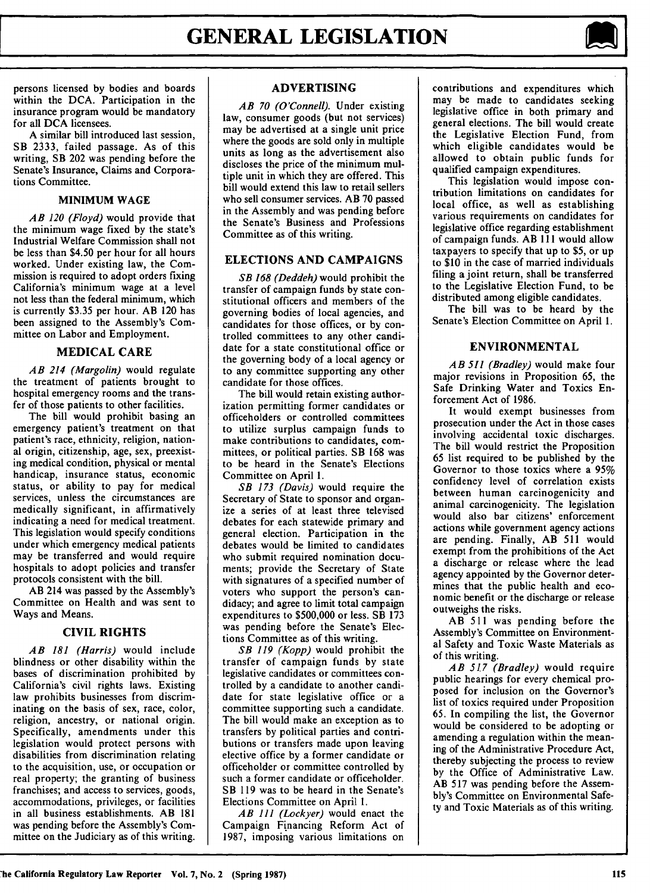persons licensed by bodies and boards within the DCA. Participation in the insurance program would be mandatory for all DCA licensees.

A similar bill introduced last session, SB 2333, failed passage. As of this writing, SB 202 was pending before the Senate's Insurance, Claims and Corporations Committee.

## MINIMUM WAGE

*AB 120 (Floyd)* would provide that the minimum wage fixed by the state's Industrial Welfare Commission shall not be less than $4.50 per hour for all hours worked. Under existing law, the Commission is required to adopt orders fixing California's minimum wage at a level not less than the federal minimum, which is currently $3.35 per hour. AB 120 has been assigned to the Assembly's Committee on Labor and Employment.

## MEDICAL CARE

*AB 214 (Margolin)* would regulate the treatment of patients brought to hospital emergency rooms and the transfer of those patients to other facilities.

The bill would prohibit basing an emergency patient's treatment on that patient's race, ethnicity, religion, national origin, citizenship, age, sex, preexisting medical condition, physical or mental handicap, insurance status, economic status, or ability to pay for medical services, unless the circumstances are medically significant, in affirmatively indicating a need for medical treatment. This legislation would specify conditions under which emergency medical patients may be transferred and would require hospitals to adopt policies and transfer protocols consistent with the bill.

AB 214 was passed by the Assembly's Committee on Health and was sent to Ways and Means.

## CIVIL RIGHTS

*AB 181 (Harris)* would include blindness or other disability within the bases of discrimination prohibited by California's civil rights laws. Existing law prohibits businesses from discriminating on the basis of sex, race, color, religion, ancestry, or national origin. Specifically, amendments under this legislation would protect persons with disabilities from discrimination relating to the acquisition, use, or occupation or real property; the granting of business franchises; and access to services, goods, accommodations, privileges, or facilities in all business establishments. AB 181 was pending before the Assembly's Committee on the Judiciary as of this writing.

## ADVERTISING

*AB 70 (O'Connell).* Under existing law, consumer goods (but not services) may be advertised at a single unit price where the goods are sold only in multiple units as long as the advertisement also discloses the price of the minimum multiple unit in which they are offered. This bill would extend this law to retail sellers who sell consumer services. AB 70 passed in the Assembly and was pending before the Senate's Business and Professions Committee as of this writing.

## ELECTIONS AND CAMPAIGNS

*SB 168 (Deddeh)* would prohibit the transfer of campaign funds by state constitutional officers and members of the governing bodies of local agencies, and candidates for those offices, or by controlled committees to any other candidate for a state constitutional office or the governing body of a local agency or to any committee supporting any other candidate for those offices.

The bill would retain existing authorization permitting former candidates or officeholders or controlled committees to utilize surplus campaign funds to make contributions to candidates, committees, or political parties. SB 168 was to be heard in the Senate's Elections Committee on April 1.

*SB 173 (Davis)* would require the Secretary of State to sponsor and organize a series of at least three televised debates for each statewide primary and general election. Participation in the debates would be limited to candidates who submit required nomination documents; provide the Secretary of State with signatures of a specified number of voters who support the person's candidacy; and agree to limit total campaign expenditures to $500,000 or less. SB 173 was pending before the Senate's Elections Committee as of this writing.

*SB 119 (Kopp)* would prohibit the transfer of campaign funds by state legislative candidates or committees controlled by a candidate to another candidate for state legislative office or a committee supporting such a candidate. The bill would make an exception as to transfers by political parties and contributions or transfers made upon leaving elective office by a former candidate or officeholder or committee controlled by such a former candidate or officeholder. SB 119 was to be heard in the Senate's Elections Committee on April 1.

*AB 111 (Lockyer)* would enact the Campaign Financing Reform Act of 1987, imposing various limitations on contributions and expenditures which may be made to candidates seeking legislative office in both primary and general elections. The bill would create the Legislative Election Fund, from which eligible candidates would be allowed to obtain public funds for qualified campaign expenditures.

This legislation would impose contribution limitations on candidates for local office, as well as establishing various requirements on candidates for legislative office regarding establishment of campaign funds. AB 111 would allow taxpayers to specify that up to $5, or up to $10 in the case of married individuals filing a joint return, shall be transferred to the Legislative Election Fund, to be distributed among eligible candidates.

The bill was to be heard by the Senate's Election Committee on April 1.

## ENVIRONMENTAL

*AB 511 (Bradley)* would make four major revisions in Proposition 65, the Safe Drinking Water and Toxics Enforcement Act of 1986.

It would exempt businesses from prosecution under the Act in those cases involving accidental toxic discharges. The bill would restrict the Proposition 65 list required to be published by the Governor to those toxics where a 95% confidency level of correlation exists between human carcinogenicity and animal carcinogenicity. The legislation would also bar citizens' enforcement actions while government agency actions are pending. Finally, AB 511 would exempt from the prohibitions of the Act a discharge or release where the lead agency appointed by the Governor determines that the public health and economic benefit or the discharge or release outweighs the risks.

AB 511 was pending before the Assembly's Committee on Environmental Safety and Toxic Waste Materials as of this writing.

*AB 517 (Bradley)* would require public hearings for every chemical proposed for inclusion on the Governor's list of toxics required under Proposition 65. In compiling the list, the Governor would be considered to be adopting or amending a regulation within the meaning of the Administrative Procedure Act, thereby subjecting the process to review by the Office of Administrative Law. AB 517 was pending before the Assembly's Committee on Environmental Safety and Toxic Materials as of this writing.